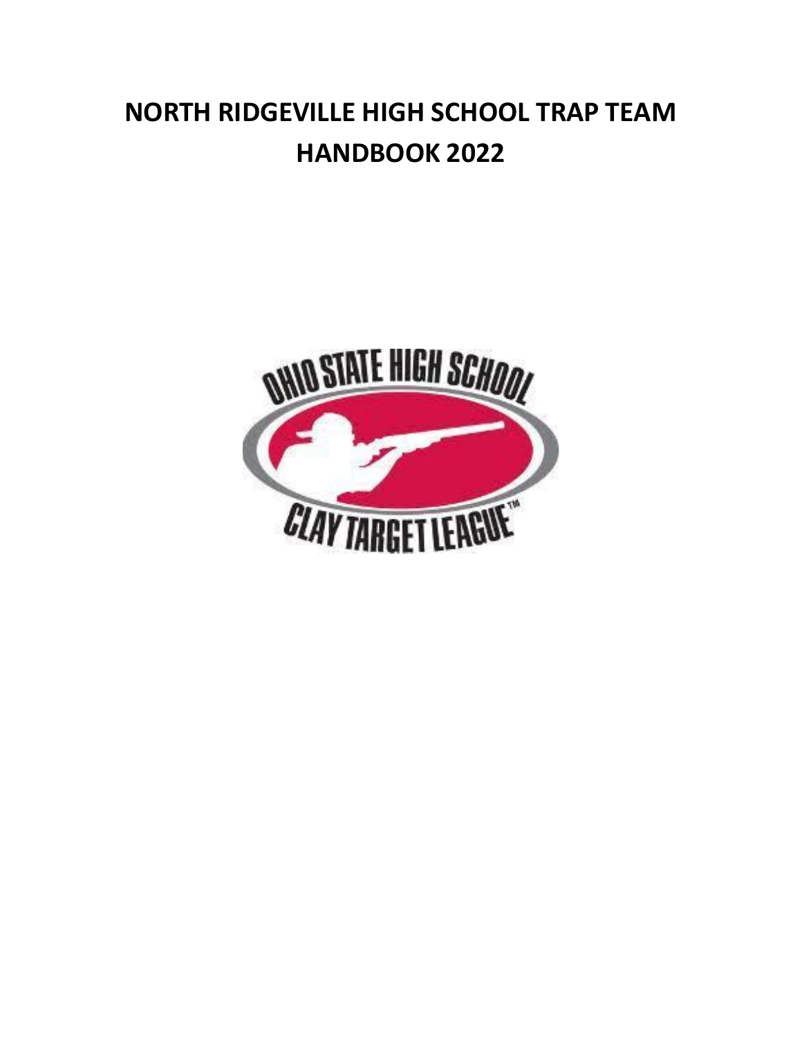# NORTH RIDGEVILLE HIGH SCHOOL TRAP TEAM HANDBOOK 2022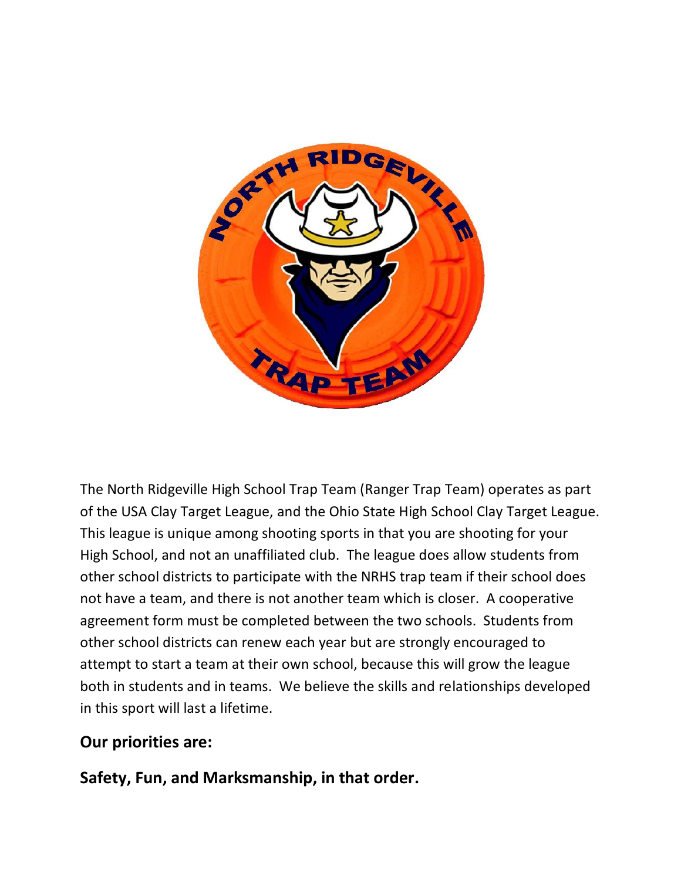The North Ridgeville High School Trap Team (Ranger Trap Team) operates as part of the USA Clay Target League, and the Ohio State High School Clay Target League. This league is unique among shooting sports in that you are shooting for your High School, and not an unaffiliated club. The league does allow students from other school districts to participate with the NRHS trap team if their school does not have a team, and there is not another team which is closer. A cooperative agreement form must be completed between the two schools. Students from other school districts can renew each year but are strongly encouraged to attempt to start a team at their own school, because this will grow the league both in students and in teams. We believe the skills and relationships developed in this sport will last a lifetime.

**Our priorities are:**

**Safety, Fun, and Marksmanship, in that order.**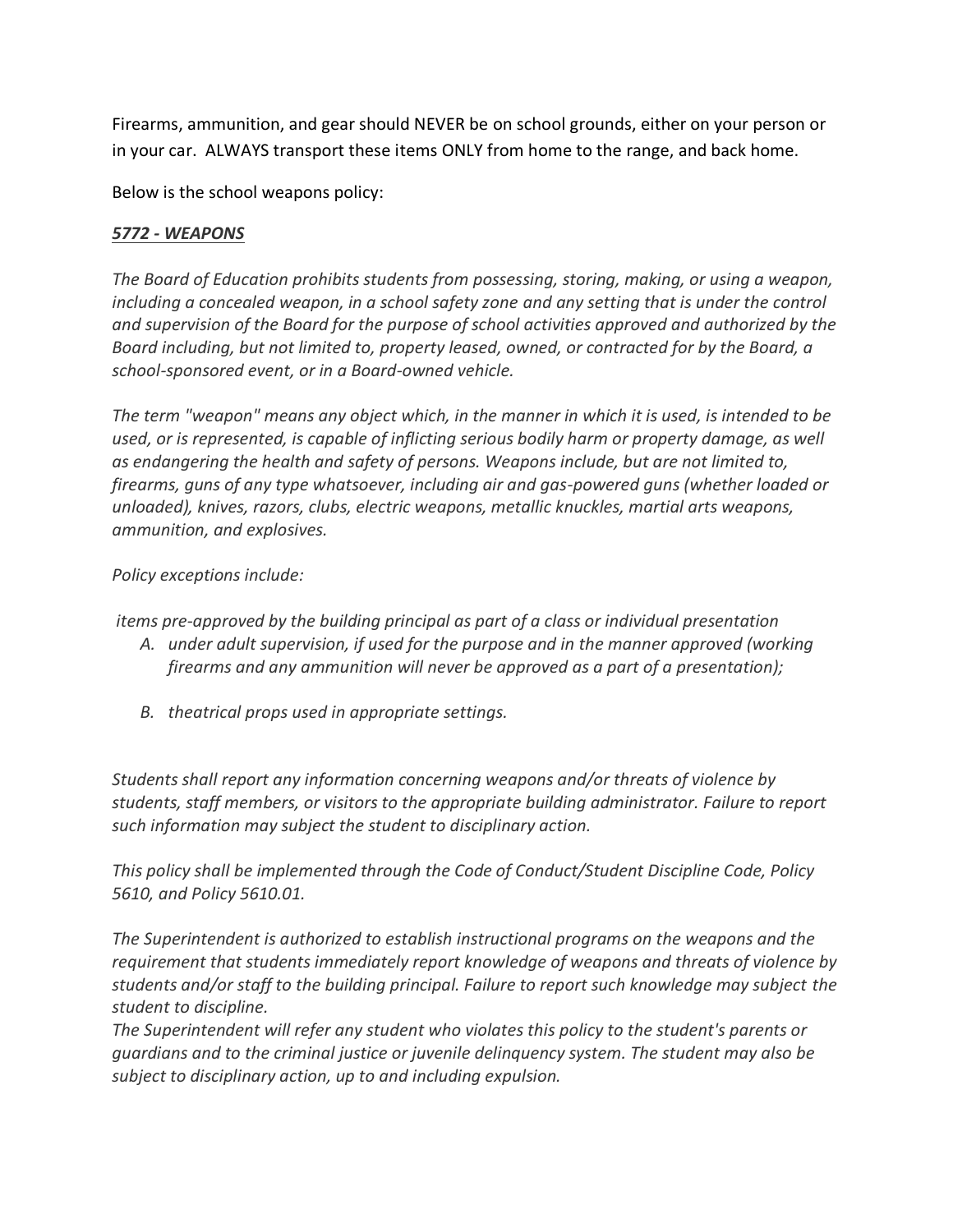Firearms, ammunition, and gear should NEVER be on school grounds, either on your person or in your car. ALWAYS transport these items ONLY from home to the range, and back home.

Below is the school weapons policy:

***5772 - WEAPONS***

*The Board of Education prohibits students from possessing, storing, making, or using a weapon, including a concealed weapon, in a school safety zone and any setting that is under the control and supervision of the Board for the purpose of school activities approved and authorized by the Board including, but not limited to, property leased, owned, or contracted for by the Board, a school-sponsored event, or in a Board-owned vehicle.*

*The term "weapon" means any object which, in the manner in which it is used, is intended to be used, or is represented, is capable of inflicting serious bodily harm or property damage, as well as endangering the health and safety of persons. Weapons include, but are not limited to, firearms, guns of any type whatsoever, including air and gas-powered guns (whether loaded or unloaded), knives, razors, clubs, electric weapons, metallic knuckles, martial arts weapons, ammunition, and explosives.*

*Policy exceptions include:*

*items pre-approved by the building principal as part of a class or individual presentation*

A. *under adult supervision, if used for the purpose and in the manner approved (working firearms and any ammunition will never be approved as a part of a presentation);*

B. *theatrical props used in appropriate settings.*

*Students shall report any information concerning weapons and/or threats of violence by students, staff members, or visitors to the appropriate building administrator. Failure to report such information may subject the student to disciplinary action.*

*This policy shall be implemented through the Code of Conduct/Student Discipline Code, Policy 5610, and Policy 5610.01.*

*The Superintendent is authorized to establish instructional programs on the weapons and the requirement that students immediately report knowledge of weapons and threats of violence by students and/or staff to the building principal. Failure to report such knowledge may subject the student to discipline.*

*The Superintendent will refer any student who violates this policy to the student's parents or guardians and to the criminal justice or juvenile delinquency system. The student may also be subject to disciplinary action, up to and including expulsion.*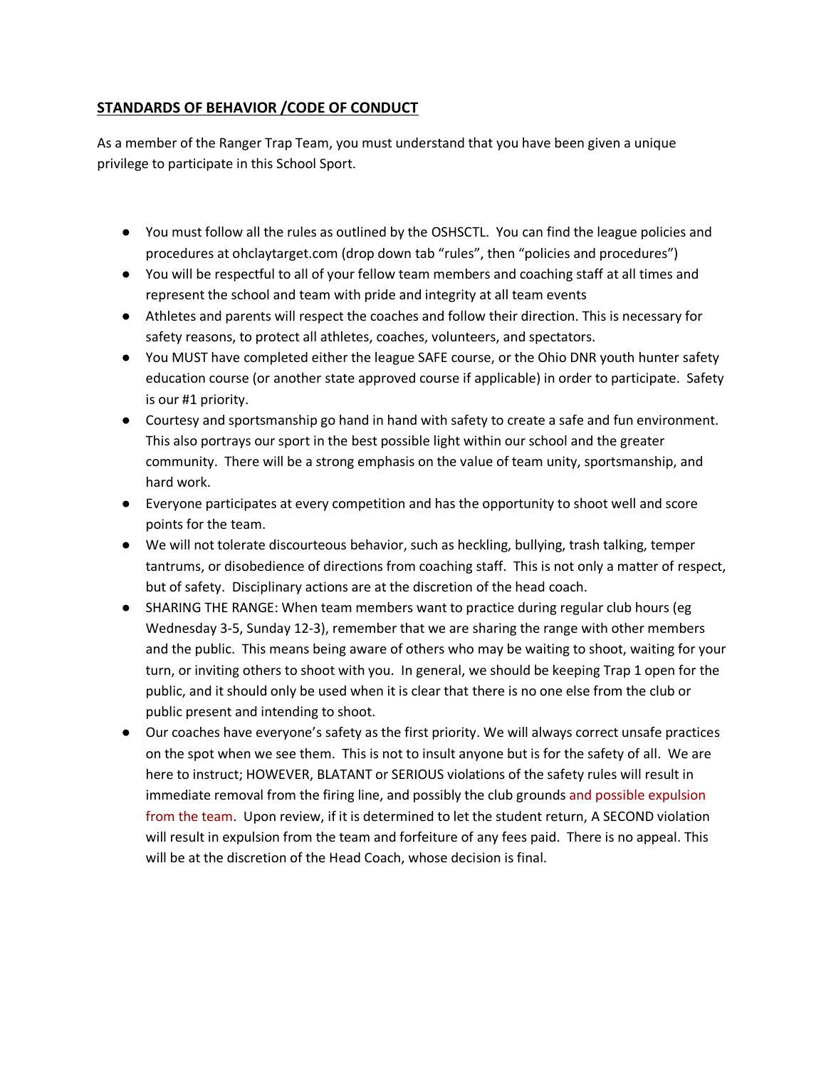## STANDARDS OF BEHAVIOR /CODE OF CONDUCT

As a member of the Ranger Trap Team, you must understand that you have been given a unique privilege to participate in this School Sport.

- You must follow all the rules as outlined by the OSHSCTL. You can find the league policies and procedures at ohclaytarget.com (drop down tab "rules", then "policies and procedures")
- You will be respectful to all of your fellow team members and coaching staff at all times and represent the school and team with pride and integrity at all team events
- Athletes and parents will respect the coaches and follow their direction. This is necessary for safety reasons, to protect all athletes, coaches, volunteers, and spectators.
- You MUST have completed either the league SAFE course, or the Ohio DNR youth hunter safety education course (or another state approved course if applicable) in order to participate. Safety is our #1 priority.
- Courtesy and sportsmanship go hand in hand with safety to create a safe and fun environment. This also portrays our sport in the best possible light within our school and the greater community. There will be a strong emphasis on the value of team unity, sportsmanship, and hard work.
- Everyone participates at every competition and has the opportunity to shoot well and score points for the team.
- We will not tolerate discourteous behavior, such as heckling, bullying, trash talking, temper tantrums, or disobedience of directions from coaching staff. This is not only a matter of respect, but of safety. Disciplinary actions are at the discretion of the head coach.
- SHARING THE RANGE: When team members want to practice during regular club hours (eg Wednesday 3-5, Sunday 12-3), remember that we are sharing the range with other members and the public. This means being aware of others who may be waiting to shoot, waiting for your turn, or inviting others to shoot with you. In general, we should be keeping Trap 1 open for the public, and it should only be used when it is clear that there is no one else from the club or public present and intending to shoot.
- Our coaches have everyone's safety as the first priority. We will always correct unsafe practices on the spot when we see them. This is not to insult anyone but is for the safety of all. We are here to instruct; HOWEVER, BLATANT or SERIOUS violations of the safety rules will result in immediate removal from the firing line, and possibly the club grounds and possible expulsion from the team. Upon review, if it is determined to let the student return, A SECOND violation will result in expulsion from the team and forfeiture of any fees paid. There is no appeal. This will be at the discretion of the Head Coach, whose decision is final.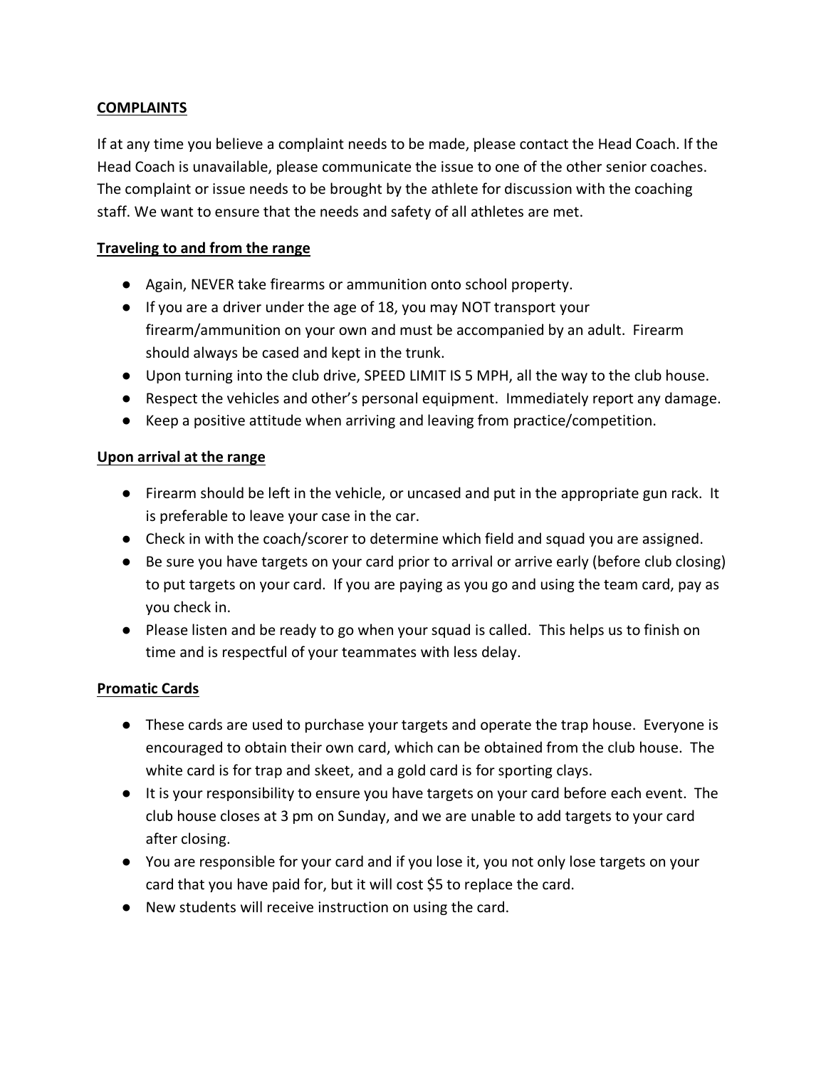## COMPLAINTS

If at any time you believe a complaint needs to be made, please contact the Head Coach. If the Head Coach is unavailable, please communicate the issue to one of the other senior coaches. The complaint or issue needs to be brought by the athlete for discussion with the coaching staff. We want to ensure that the needs and safety of all athletes are met.

## Traveling to and from the range

- Again, NEVER take firearms or ammunition onto school property.
- If you are a driver under the age of 18, you may NOT transport your firearm/ammunition on your own and must be accompanied by an adult. Firearm should always be cased and kept in the trunk.
- Upon turning into the club drive, SPEED LIMIT IS 5 MPH, all the way to the club house.
- Respect the vehicles and other's personal equipment. Immediately report any damage.
- Keep a positive attitude when arriving and leaving from practice/competition.

## Upon arrival at the range

- Firearm should be left in the vehicle, or uncased and put in the appropriate gun rack. It is preferable to leave your case in the car.
- Check in with the coach/scorer to determine which field and squad you are assigned.
- Be sure you have targets on your card prior to arrival or arrive early (before club closing) to put targets on your card. If you are paying as you go and using the team card, pay as you check in.
- Please listen and be ready to go when your squad is called. This helps us to finish on time and is respectful of your teammates with less delay.

## Promatic Cards

- These cards are used to purchase your targets and operate the trap house. Everyone is encouraged to obtain their own card, which can be obtained from the club house. The white card is for trap and skeet, and a gold card is for sporting clays.
- It is your responsibility to ensure you have targets on your card before each event. The club house closes at 3 pm on Sunday, and we are unable to add targets to your card after closing.
- You are responsible for your card and if you lose it, you not only lose targets on your card that you have paid for, but it will cost $5 to replace the card.
- New students will receive instruction on using the card.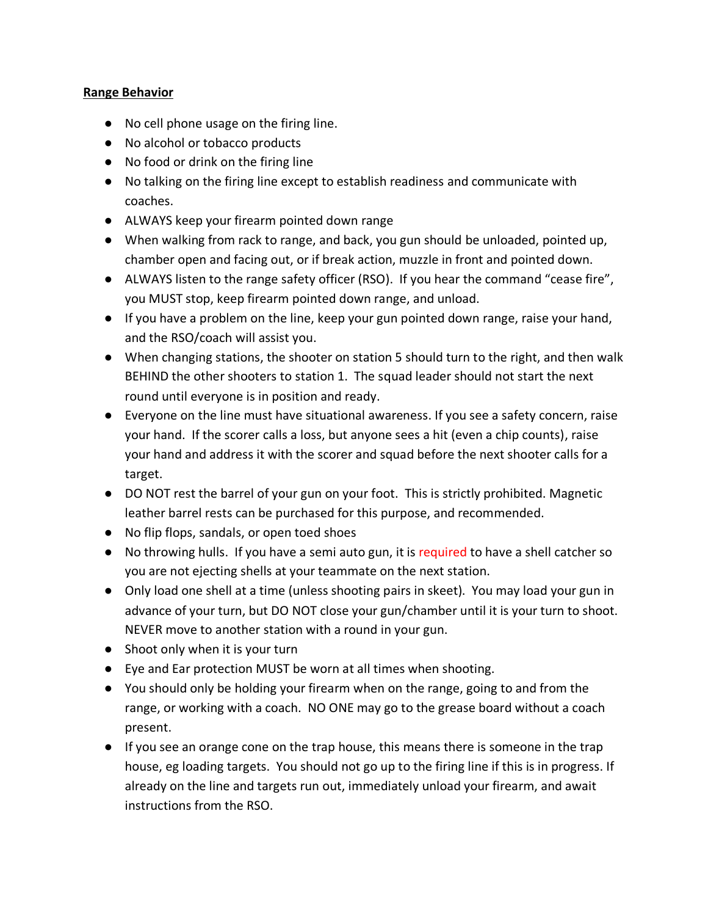**Range Behavior**

- No cell phone usage on the firing line.
- No alcohol or tobacco products
- No food or drink on the firing line
- No talking on the firing line except to establish readiness and communicate with coaches.
- ALWAYS keep your firearm pointed down range
- When walking from rack to range, and back, you gun should be unloaded, pointed up, chamber open and facing out, or if break action, muzzle in front and pointed down.
- ALWAYS listen to the range safety officer (RSO). If you hear the command "cease fire", you MUST stop, keep firearm pointed down range, and unload.
- If you have a problem on the line, keep your gun pointed down range, raise your hand, and the RSO/coach will assist you.
- When changing stations, the shooter on station 5 should turn to the right, and then walk BEHIND the other shooters to station 1. The squad leader should not start the next round until everyone is in position and ready.
- Everyone on the line must have situational awareness. If you see a safety concern, raise your hand. If the scorer calls a loss, but anyone sees a hit (even a chip counts), raise your hand and address it with the scorer and squad before the next shooter calls for a target.
- DO NOT rest the barrel of your gun on your foot. This is strictly prohibited. Magnetic leather barrel rests can be purchased for this purpose, and recommended.
- No flip flops, sandals, or open toed shoes
- No throwing hulls. If you have a semi auto gun, it is required to have a shell catcher so you are not ejecting shells at your teammate on the next station.
- Only load one shell at a time (unless shooting pairs in skeet). You may load your gun in advance of your turn, but DO NOT close your gun/chamber until it is your turn to shoot. NEVER move to another station with a round in your gun.
- Shoot only when it is your turn
- Eye and Ear protection MUST be worn at all times when shooting.
- You should only be holding your firearm when on the range, going to and from the range, or working with a coach. NO ONE may go to the grease board without a coach present.
- If you see an orange cone on the trap house, this means there is someone in the trap house, eg loading targets. You should not go up to the firing line if this is in progress. If already on the line and targets run out, immediately unload your firearm, and await instructions from the RSO.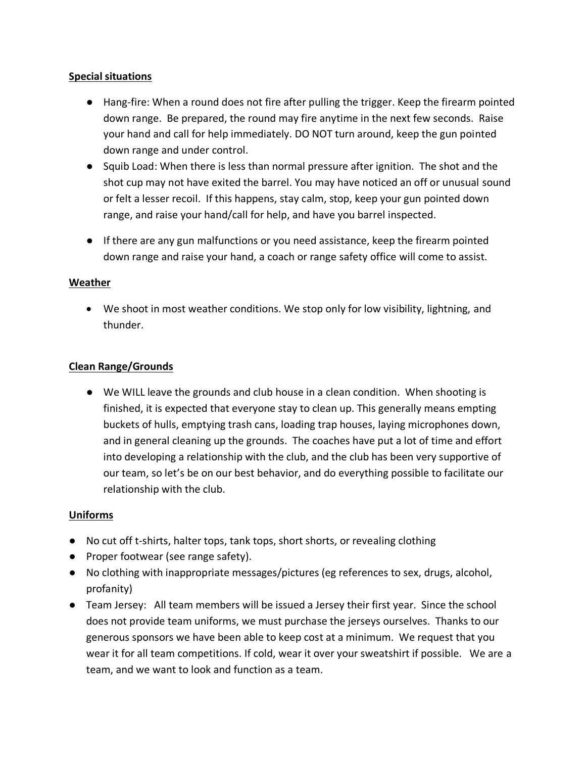**Special situations**

- Hang-fire: When a round does not fire after pulling the trigger. Keep the firearm pointed down range. Be prepared, the round may fire anytime in the next few seconds. Raise your hand and call for help immediately. DO NOT turn around, keep the gun pointed down range and under control.
- Squib Load: When there is less than normal pressure after ignition. The shot and the shot cup may not have exited the barrel. You may have noticed an off or unusual sound or felt a lesser recoil. If this happens, stay calm, stop, keep your gun pointed down range, and raise your hand/call for help, and have you barrel inspected.
- If there are any gun malfunctions or you need assistance, keep the firearm pointed down range and raise your hand, a coach or range safety office will come to assist.

**Weather**

- We shoot in most weather conditions. We stop only for low visibility, lightning, and thunder.

**Clean Range/Grounds**

- We WILL leave the grounds and club house in a clean condition. When shooting is finished, it is expected that everyone stay to clean up. This generally means empting buckets of hulls, emptying trash cans, loading trap houses, laying microphones down, and in general cleaning up the grounds. The coaches have put a lot of time and effort into developing a relationship with the club, and the club has been very supportive of our team, so let's be on our best behavior, and do everything possible to facilitate our relationship with the club.

**Uniforms**

- No cut off t-shirts, halter tops, tank tops, short shorts, or revealing clothing
- Proper footwear (see range safety).
- No clothing with inappropriate messages/pictures (eg references to sex, drugs, alcohol, profanity)
- Team Jersey: All team members will be issued a Jersey their first year. Since the school does not provide team uniforms, we must purchase the jerseys ourselves. Thanks to our generous sponsors we have been able to keep cost at a minimum. We request that you wear it for all team competitions. If cold, wear it over your sweatshirt if possible. We are a team, and we want to look and function as a team.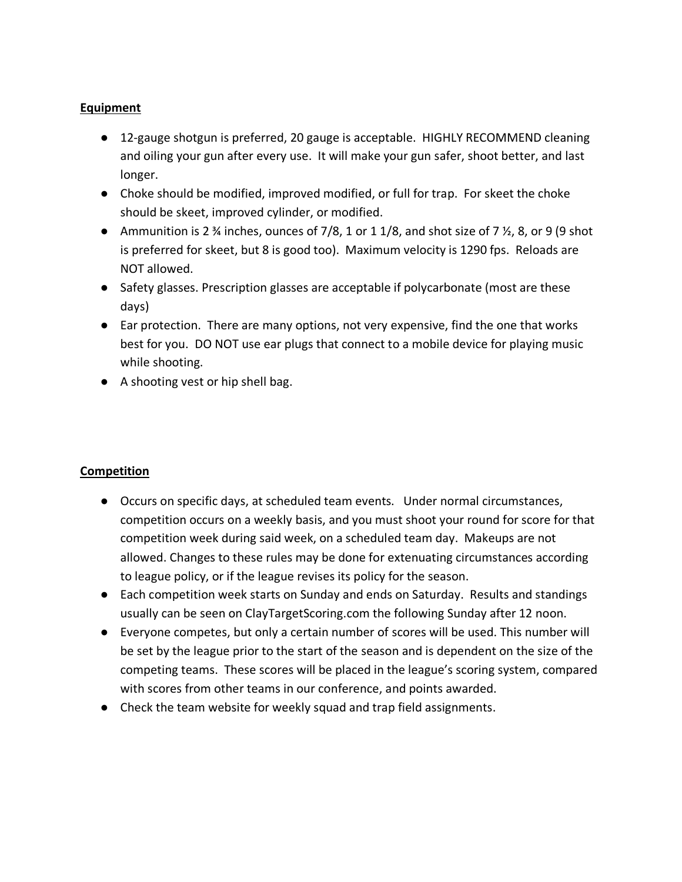**Equipment**

- 12-gauge shotgun is preferred, 20 gauge is acceptable. HIGHLY RECOMMEND cleaning and oiling your gun after every use. It will make your gun safer, shoot better, and last longer.
- Choke should be modified, improved modified, or full for trap. For skeet the choke should be skeet, improved cylinder, or modified.
- Ammunition is 2 ¾ inches, ounces of 7/8, 1 or 1 1/8, and shot size of 7 ½, 8, or 9 (9 shot is preferred for skeet, but 8 is good too). Maximum velocity is 1290 fps. Reloads are NOT allowed.
- Safety glasses. Prescription glasses are acceptable if polycarbonate (most are these days)
- Ear protection. There are many options, not very expensive, find the one that works best for you. DO NOT use ear plugs that connect to a mobile device for playing music while shooting.
- A shooting vest or hip shell bag.

**Competition**

- Occurs on specific days, at scheduled team events. Under normal circumstances, competition occurs on a weekly basis, and you must shoot your round for score for that competition week during said week, on a scheduled team day. Makeups are not allowed. Changes to these rules may be done for extenuating circumstances according to league policy, or if the league revises its policy for the season.
- Each competition week starts on Sunday and ends on Saturday. Results and standings usually can be seen on ClayTargetScoring.com the following Sunday after 12 noon.
- Everyone competes, but only a certain number of scores will be used. This number will be set by the league prior to the start of the season and is dependent on the size of the competing teams. These scores will be placed in the league's scoring system, compared with scores from other teams in our conference, and points awarded.
- Check the team website for weekly squad and trap field assignments.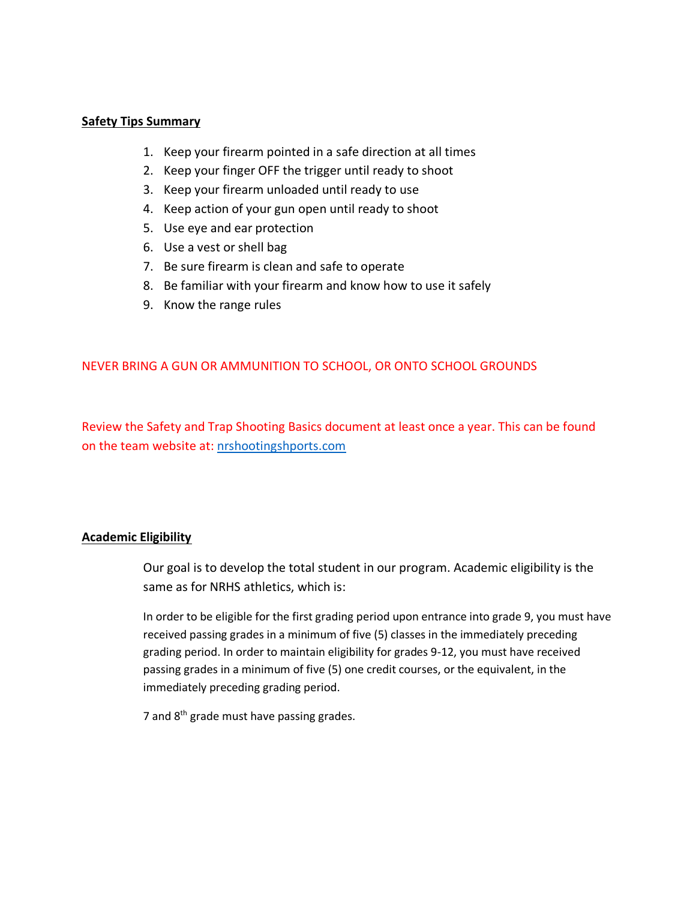**Safety Tips Summary**

1. Keep your firearm pointed in a safe direction at all times
2. Keep your finger OFF the trigger until ready to shoot
3. Keep your firearm unloaded until ready to use
4. Keep action of your gun open until ready to shoot
5. Use eye and ear protection
6. Use a vest or shell bag
7. Be sure firearm is clean and safe to operate
8. Be familiar with your firearm and know how to use it safely
9. Know the range rules

NEVER BRING A GUN OR AMMUNITION TO SCHOOL, OR ONTO SCHOOL GROUNDS

Review the Safety and Trap Shooting Basics document at least once a year. This can be found on the team website at: [nrshootingshports.com](nrshootingshports.com)

**Academic Eligibility**

Our goal is to develop the total student in our program. Academic eligibility is the same as for NRHS athletics, which is:

In order to be eligible for the first grading period upon entrance into grade 9, you must have received passing grades in a minimum of five (5) classes in the immediately preceding grading period. In order to maintain eligibility for grades 9-12, you must have received passing grades in a minimum of five (5) one credit courses, or the equivalent, in the immediately preceding grading period.

7 and 8th grade must have passing grades.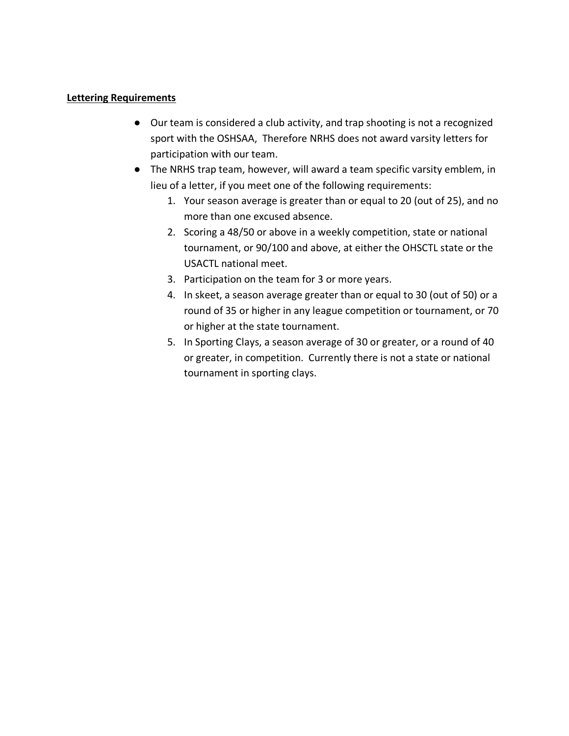**Lettering Requirements**

- Our team is considered a club activity, and trap shooting is not a recognized sport with the OSHSAA,  Therefore NRHS does not award varsity letters for participation with our team.
- The NRHS trap team, however, will award a team specific varsity emblem, in lieu of a letter, if you meet one of the following requirements:
  1. Your season average is greater than or equal to 20 (out of 25), and no more than one excused absence.
  2. Scoring a 48/50 or above in a weekly competition, state or national tournament, or 90/100 and above, at either the OHSCTL state or the USACTL national meet.
  3. Participation on the team for 3 or more years.
  4. In skeet, a season average greater than or equal to 30 (out of 50) or a round of 35 or higher in any league competition or tournament, or 70 or higher at the state tournament.
  5. In Sporting Clays, a season average of 30 or greater, or a round of 40 or greater, in competition.  Currently there is not a state or national tournament in sporting clays.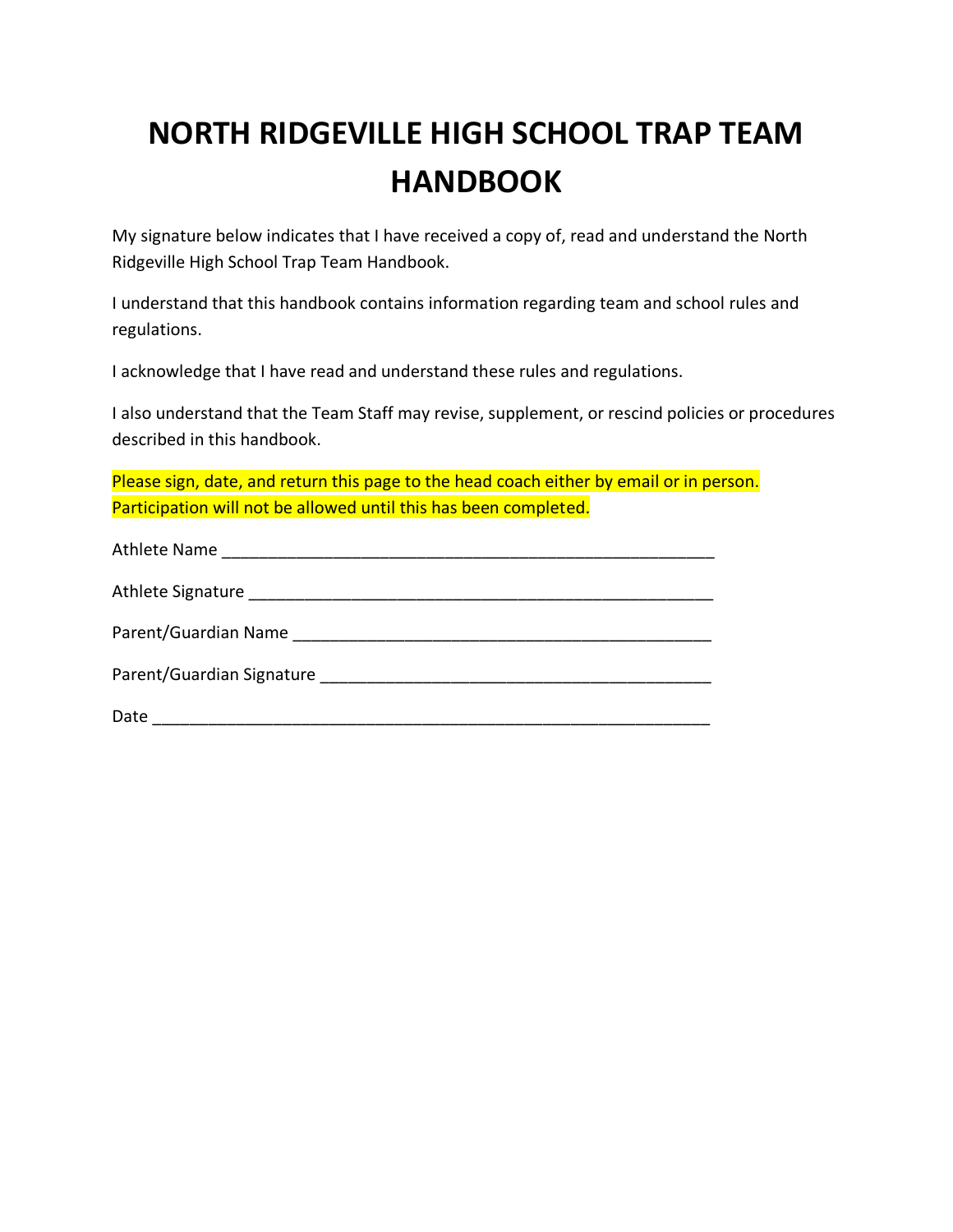# NORTH RIDGEVILLE HIGH SCHOOL TRAP TEAM HANDBOOK

My signature below indicates that I have received a copy of, read and understand the North Ridgeville High School Trap Team Handbook.

I understand that this handbook contains information regarding team and school rules and regulations.

I acknowledge that I have read and understand these rules and regulations.

I also understand that the Team Staff may revise, supplement, or rescind policies or procedures described in this handbook.

Please sign, date, and return this page to the head coach either by email or in person. Participation will not be allowed until this has been completed.

Athlete Name ____________________________________________________

Athlete Signature _________________________________________________

Parent/Guardian Name _____________________________________________

Parent/Guardian Signature __________________________________________

Date ____________________________________________________________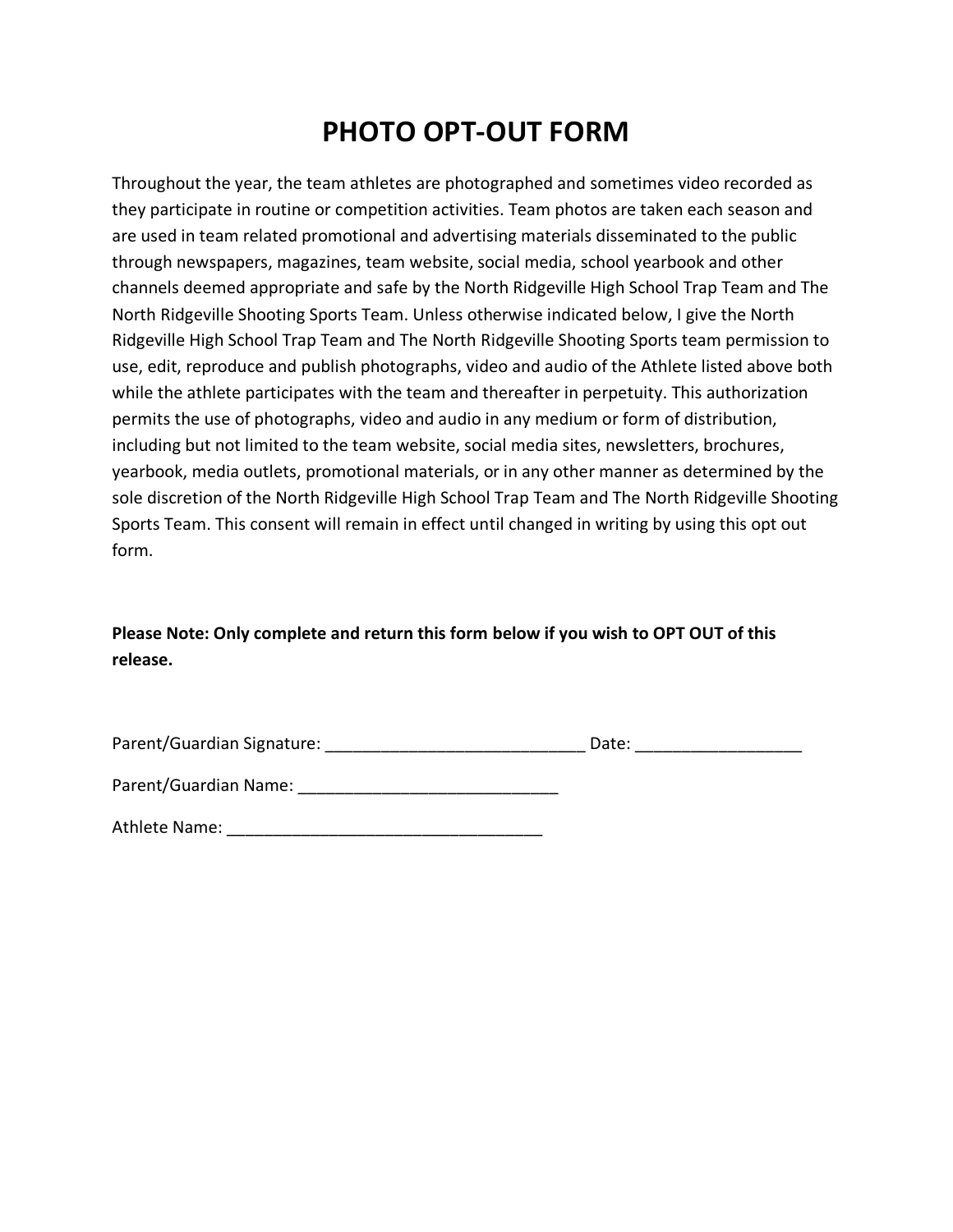# PHOTO OPT-OUT FORM

Throughout the year, the team athletes are photographed and sometimes video recorded as they participate in routine or competition activities. Team photos are taken each season and are used in team related promotional and advertising materials disseminated to the public through newspapers, magazines, team website, social media, school yearbook and other channels deemed appropriate and safe by the North Ridgeville High School Trap Team and The North Ridgeville Shooting Sports Team. Unless otherwise indicated below, I give the North Ridgeville High School Trap Team and The North Ridgeville Shooting Sports team permission to use, edit, reproduce and publish photographs, video and audio of the Athlete listed above both while the athlete participates with the team and thereafter in perpetuity. This authorization permits the use of photographs, video and audio in any medium or form of distribution, including but not limited to the team website, social media sites, newsletters, brochures, yearbook, media outlets, promotional materials, or in any other manner as determined by the sole discretion of the North Ridgeville High School Trap Team and The North Ridgeville Shooting Sports Team. This consent will remain in effect until changed in writing by using this opt out form.

**Please Note: Only complete and return this form below if you wish to OPT OUT of this release.**

Parent/Guardian Signature: ____________________________ Date: _________________

Parent/Guardian Name: ____________________________

Athlete Name: __________________________________